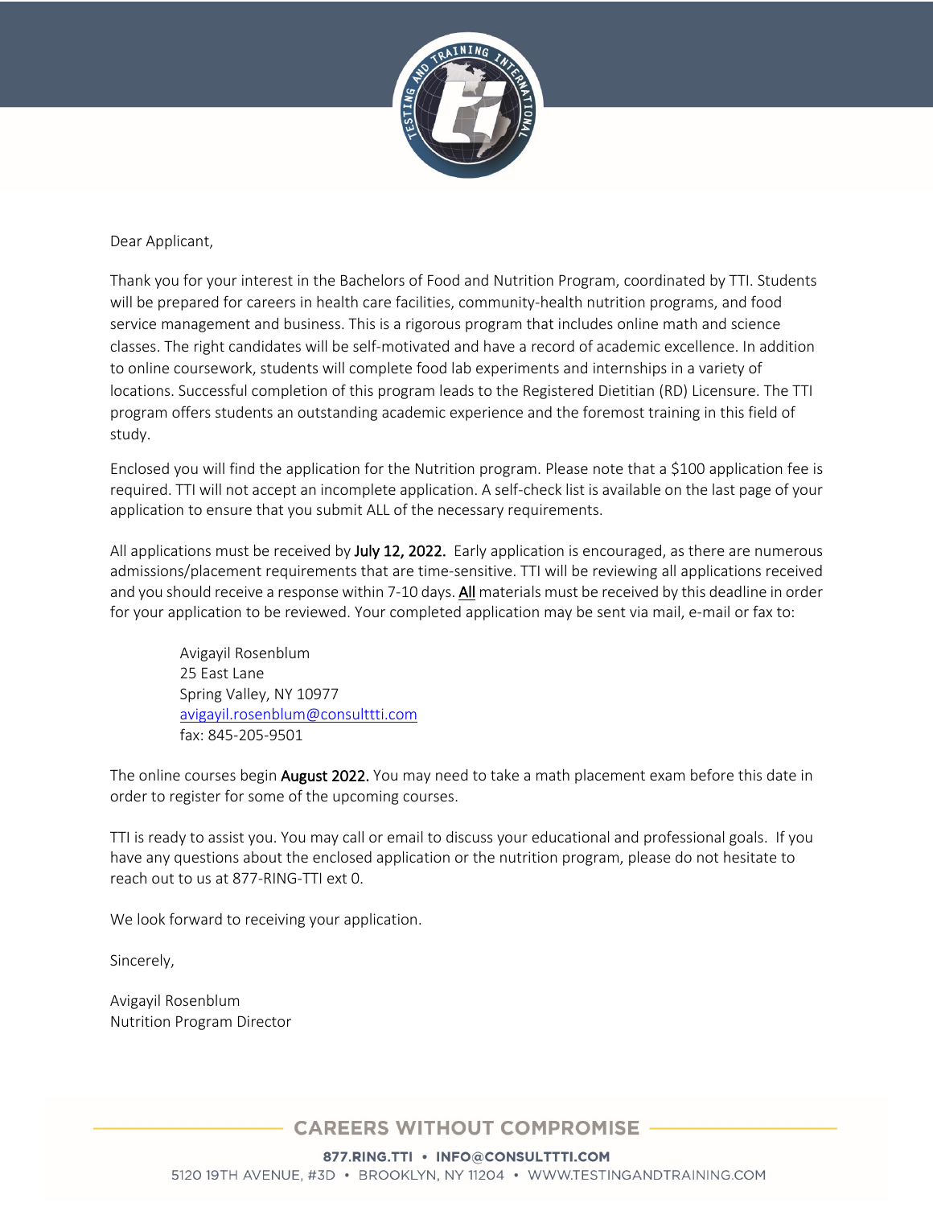Dear Applicant,

Thank you for your interest in the Bachelors of Food and Nutrition Program, coordinated by TTI. Students will be prepared for careers in health care facilities, community-health nutrition programs, and food service management and business. This is a rigorous program that includes online math and science classes. The right candidates will be self-motivated and have a record of academic excellence. In addition to online coursework, students will complete food lab experiments and internships in a variety of locations. Successful completion of this program leads to the Registered Dietitian (RD) Licensure. The TTI program offers students an outstanding academic experience and the foremost training in this field of study.

Enclosed you will find the application for the Nutrition program. Please note that a $100 application fee is required. TTI will not accept an incomplete application. A self-check list is available on the last page of your application to ensure that you submit ALL of the necessary requirements.

All applications must be received by **July 12, 2022.** Early application is encouraged, as there are numerous admissions/placement requirements that are time-sensitive. TTI will be reviewing all applications received and you should receive a response within 7-10 days. **All** materials must be received by this deadline in order for your application to be reviewed. Your completed application may be sent via mail, e-mail or fax to:

> Avigayil Rosenblum
> 25 East Lane
> Spring Valley, NY 10977
> avigayil.rosenblum@consulttti.com
> fax: 845-205-9501

The online courses begin **August 2022.** You may need to take a math placement exam before this date in order to register for some of the upcoming courses.

TTI is ready to assist you. You may call or email to discuss your educational and professional goals. If you have any questions about the enclosed application or the nutrition program, please do not hesitate to reach out to us at 877-RING-TTI ext 0.

We look forward to receiving your application.

Sincerely,

Avigayil Rosenblum
Nutrition Program Director

CAREERS WITHOUT COMPROMISE

877.RING.TTI • INFO@CONSULTTTI.COM
5120 19TH AVENUE, #3D • BROOKLYN, NY 11204 • WWW.TESTINGANDTRAINING.COM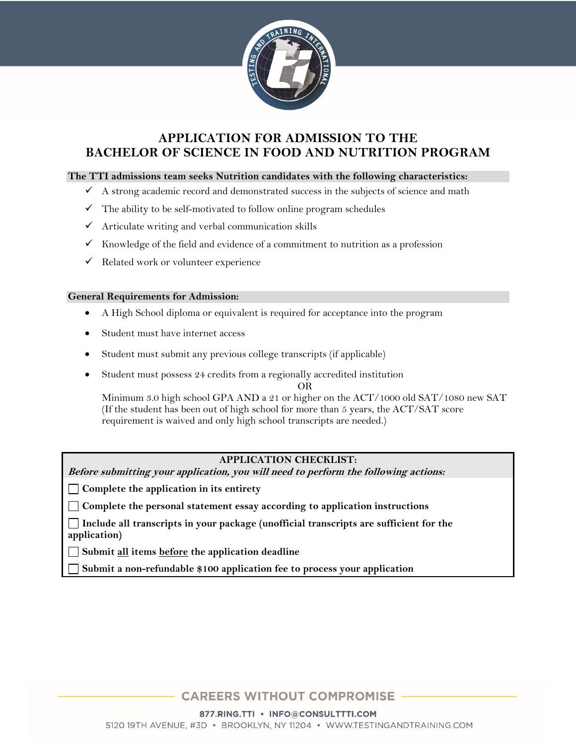# APPLICATION FOR ADMISSION TO THE BACHELOR OF SCIENCE IN FOOD AND NUTRITION PROGRAM

**The TTI admissions team seeks Nutrition candidates with the following characteristics:**

- ✓ A strong academic record and demonstrated success in the subjects of science and math
- ✓ The ability to be self-motivated to follow online program schedules
- ✓ Articulate writing and verbal communication skills
- ✓ Knowledge of the field and evidence of a commitment to nutrition as a profession
- ✓ Related work or volunteer experience

**General Requirements for Admission:**

- A High School diploma or equivalent is required for acceptance into the program
- Student must have internet access
- Student must submit any previous college transcripts (if applicable)
- Student must possess 24 credits from a regionally accredited institution

  OR

  Minimum 3.0 high school GPA AND a 21 or higher on the ACT/1000 old SAT/1080 new SAT (If the student has been out of high school for more than 5 years, the ACT/SAT score requirement is waived and only high school transcripts are needed.)

**APPLICATION CHECKLIST:**

***Before submitting your application, you will need to perform the following actions:***

- ☐ **Complete the application in its entirety**
- ☐ **Complete the personal statement essay according to application instructions**
- ☐ **Include all transcripts in your package (unofficial transcripts are sufficient for the application)**
- ☐ **Submit all items before the application deadline**
- ☐ **Submit a non-refundable $100 application fee to process your application**

CAREERS WITHOUT COMPROMISE

877.RING.TTI • INFO@CONSULTTTI.COM

5120 19TH AVENUE, #3D • BROOKLYN, NY 11204 • WWW.TESTINGANDTRAINING.COM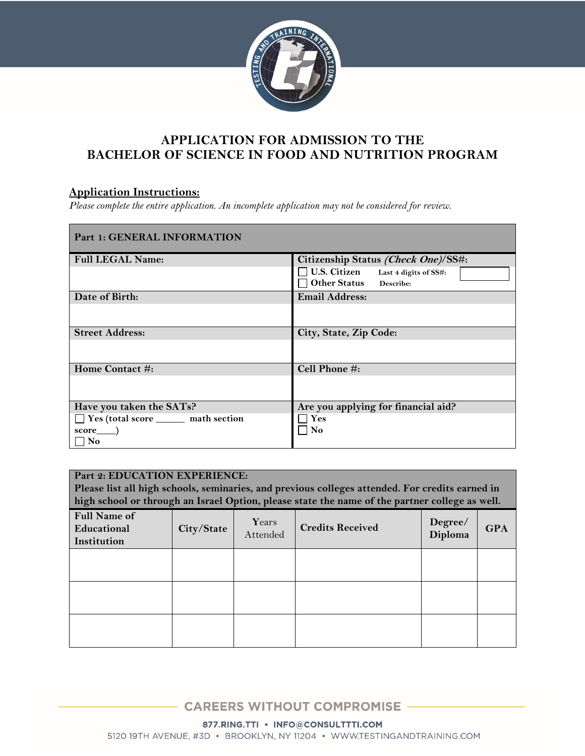# APPLICATION FOR ADMISSION TO THE BACHELOR OF SCIENCE IN FOOD AND NUTRITION PROGRAM

**Application Instructions:**

*Please complete the entire application. An incomplete application may not be considered for review.*

| Part 1: GENERAL INFORMATION | |
|---|---|
| **Full LEGAL Name:** | **Citizenship Status** ***(Check One)*****/SS#:** |
| | ☐ **U.S. Citizen** Last 4 digits of SS#: ☐ **Other Status** Describe: |
| **Date of Birth:** | **Email Address:** |
| | |
| **Street Address:** | **City, State, Zip Code:** |
| | |
| **Home Contact #:** | **Cell Phone #:** |
| | |
| **Have you taken the SATs?** | **Are you applying for financial aid?** |
| ☐ Yes (total score ______ math section score____) ☐ No | ☐ Yes ☐ No |

| Part 2: EDUCATION EXPERIENCE: Please list all high schools, seminaries, and previous colleges attended. For credits earned in high school or through an Israel Option, please state the name of the partner college as well. | | | | | |
|---|---|---|---|---|---|
| **Full Name of Educational Institution** | **City/State** | Years Attended | **Credits Received** | **Degree/ Diploma** | **GPA** |
| | | | | | |
| | | | | | |
| | | | | | |

CAREERS WITHOUT COMPROMISE

877.RING.TTI • INFO@CONSULTTTI.COM

5120 19TH AVENUE, #3D • BROOKLYN, NY 11204 • WWW.TESTINGANDTRAINING.COM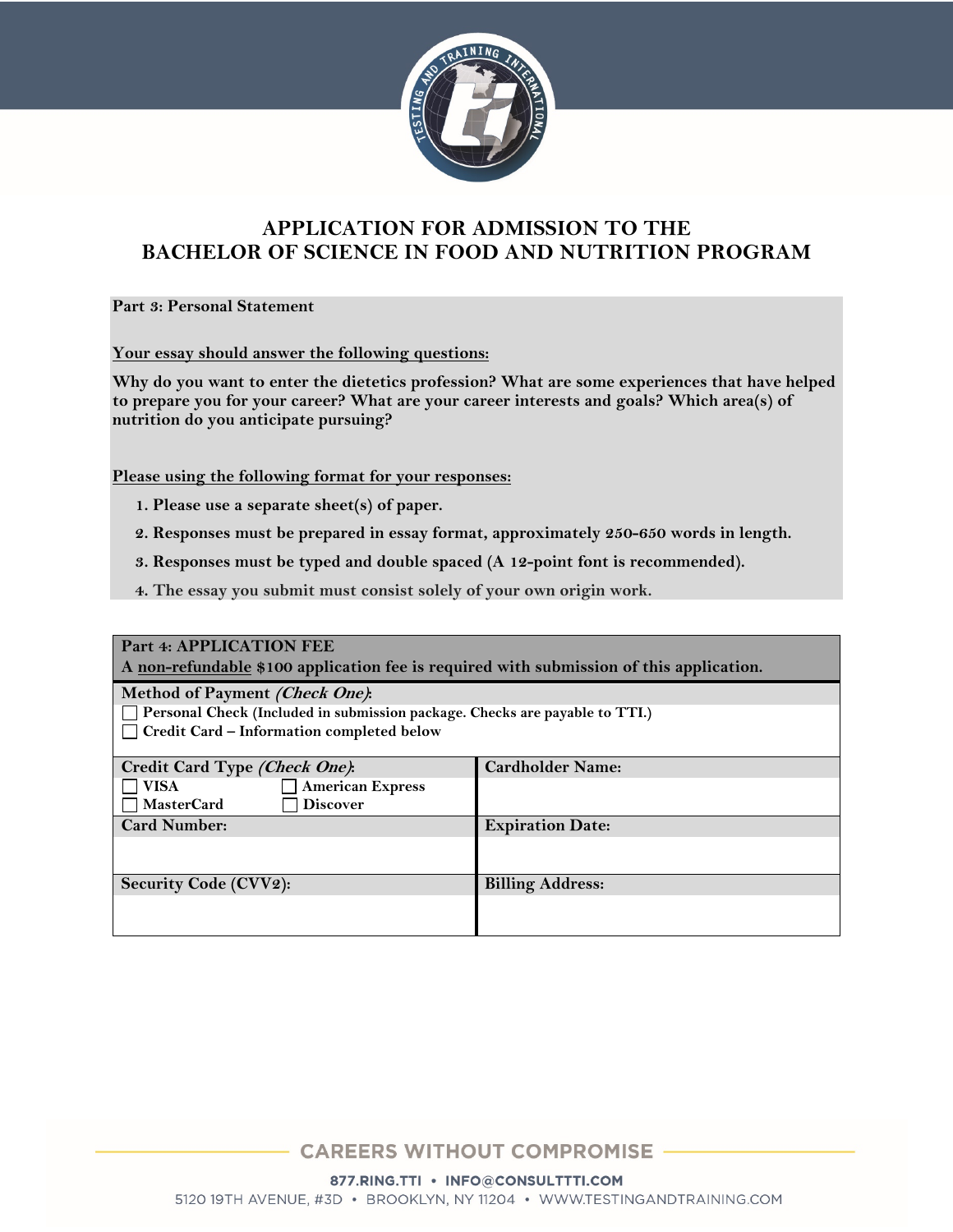# APPLICATION FOR ADMISSION TO THE BACHELOR OF SCIENCE IN FOOD AND NUTRITION PROGRAM

**Part 3: Personal Statement**

**<u>Your essay should answer the following questions:</u>**

**Why do you want to enter the dietetics profession? What are some experiences that have helped to prepare you for your career? What are your career interests and goals? Which area(s) of nutrition do you anticipate pursuing?**

**<u>Please using the following format for your responses:</u>**

1. **Please use a separate sheet(s) of paper.**
2. **Responses must be prepared in essay format, approximately 250-650 words in length.**
3. **Responses must be typed and double spaced (A 12-point font is recommended).**
4. The essay you submit must consist solely of your own origin work.

| **Part 4: APPLICATION FEE**<br>**A <u>non-refundable</u> $100 application fee is required with submission of this application.** | |
|---|---|
| **Method of Payment *(Check One)*:**<br>☐ **Personal Check (Included in submission package. Checks are payable to TTI.)**<br>☐ **Credit Card – Information completed below** | |
| **Credit Card Type *(Check One)*:**<br>☐ **VISA** ☐ **American Express**<br>☐ **MasterCard** ☐ **Discover** | **Cardholder Name:** |
| **Card Number:** | **Expiration Date:** |
| **Security Code (CVV2):** | **Billing Address:** |

CAREERS WITHOUT COMPROMISE

877.RING.TTI • INFO@CONSULTTTI.COM
5120 19TH AVENUE, #3D • BROOKLYN, NY 11204 • WWW.TESTINGANDTRAINING.COM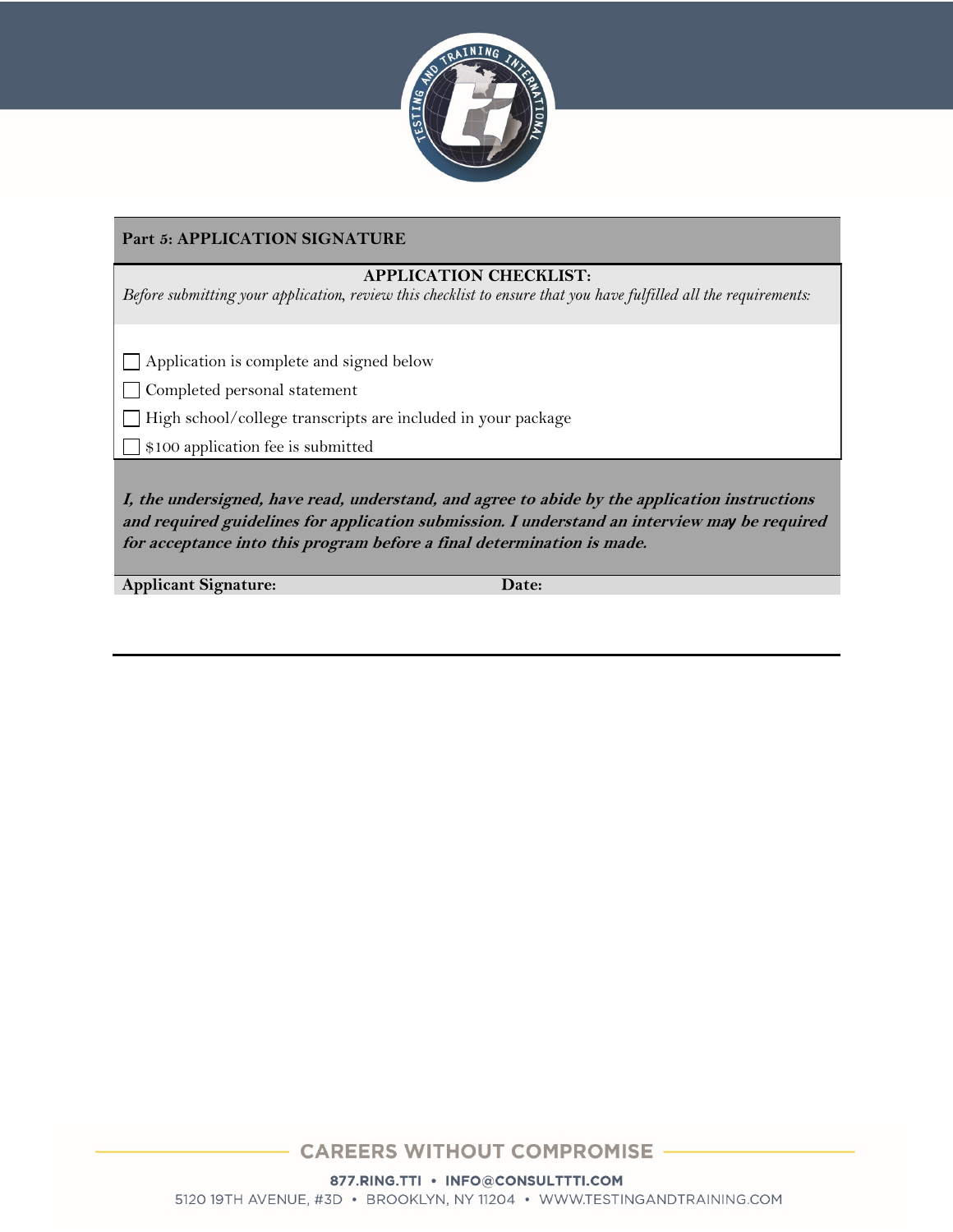**Part 5: APPLICATION SIGNATURE**

**APPLICATION CHECKLIST:**

*Before submitting your application, review this checklist to ensure that you have fulfilled all the requirements:*

- [ ] Application is complete and signed below
- [ ] Completed personal statement
- [ ] High school/college transcripts are included in your package
- [ ] $100 application fee is submitted

***I, the undersigned, have read, understand, and agree to abide by the application instructions and required guidelines for application submission. I understand an interview may be required for acceptance into this program before a final determination is made.***

**Applicant Signature:** **Date:**

CAREERS WITHOUT COMPROMISE

877.RING.TTI • INFO@CONSULTTTI.COM

5120 19TH AVENUE, #3D • BROOKLYN, NY 11204 • WWW.TESTINGANDTRAINING.COM